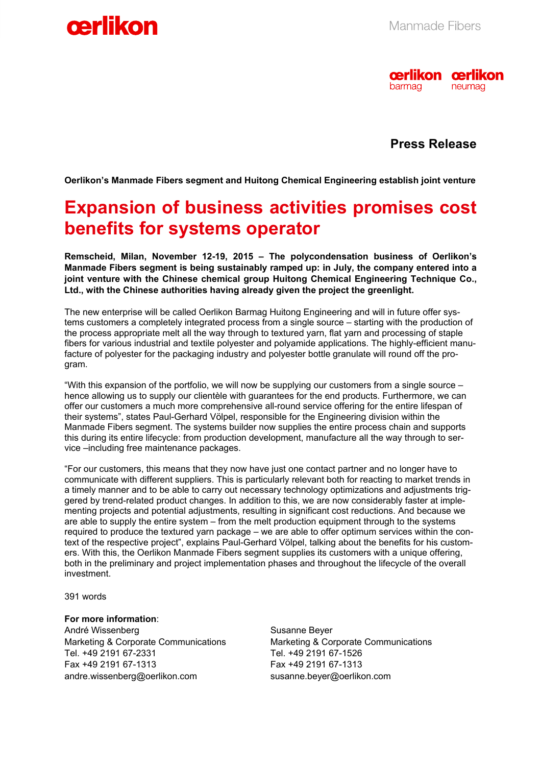oerlikon

Manmade Fibers

oerlikon barmag · oerlikon neumag

**Press Release**

**Oerlikon's Manmade Fibers segment and Huitong Chemical Engineering establish joint venture**

# Expansion of business activities promises cost benefits for systems operator

**Remscheid, Milan, November 12-19, 2015 – The polycondensation business of Oerlikon's Manmade Fibers segment is being sustainably ramped up: in July, the company entered into a joint venture with the Chinese chemical group Huitong Chemical Engineering Technique Co., Ltd., with the Chinese authorities having already given the project the greenlight.**

The new enterprise will be called Oerlikon Barmag Huitong Engineering and will in future offer systems customers a completely integrated process from a single source – starting with the production of the process appropriate melt all the way through to textured yarn, flat yarn and processing of staple fibers for various industrial and textile polyester and polyamide applications. The highly-efficient manufacture of polyester for the packaging industry and polyester bottle granulate will round off the program.

"With this expansion of the portfolio, we will now be supplying our customers from a single source – hence allowing us to supply our clientèle with guarantees for the end products. Furthermore, we can offer our customers a much more comprehensive all-round service offering for the entire lifespan of their systems", states Paul-Gerhard Völpel, responsible for the Engineering division within the Manmade Fibers segment. The systems builder now supplies the entire process chain and supports this during its entire lifecycle: from production development, manufacture all the way through to service –including free maintenance packages.

"For our customers, this means that they now have just one contact partner and no longer have to communicate with different suppliers. This is particularly relevant both for reacting to market trends in a timely manner and to be able to carry out necessary technology optimizations and adjustments triggered by trend-related product changes. In addition to this, we are now considerably faster at implementing projects and potential adjustments, resulting in significant cost reductions. And because we are able to supply the entire system – from the melt production equipment through to the systems required to produce the textured yarn package – we are able to offer optimum services within the context of the respective project", explains Paul-Gerhard Völpel, talking about the benefits for his customers. With this, the Oerlikon Manmade Fibers segment supplies its customers with a unique offering, both in the preliminary and project implementation phases and throughout the lifecycle of the overall investment.

391 words

**For more information**:

André Wissenberg
Marketing & Corporate Communications
Tel. +49 2191 67-2331
Fax +49 2191 67-1313
andre.wissenberg@oerlikon.com

Susanne Beyer
Marketing & Corporate Communications
Tel. +49 2191 67-1526
Fax +49 2191 67-1313
susanne.beyer@oerlikon.com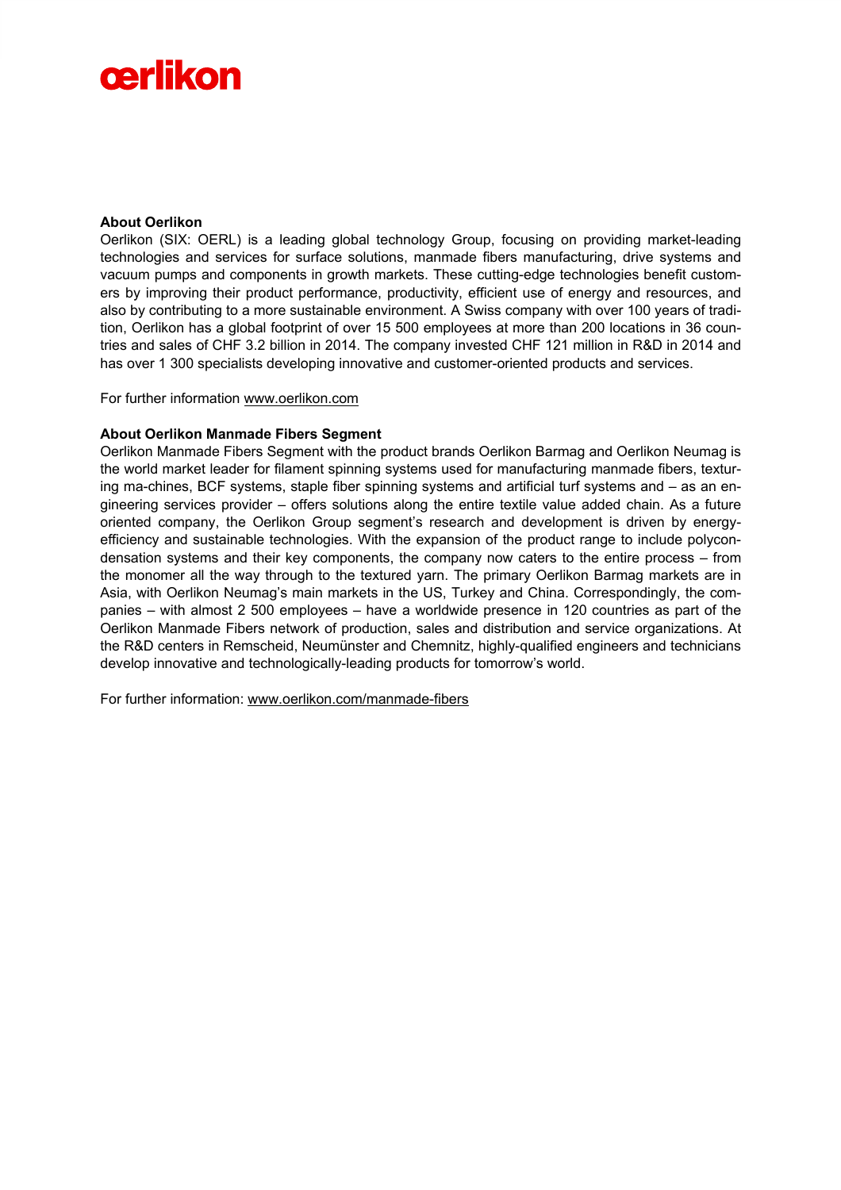**About Oerlikon**

Oerlikon (SIX: OERL) is a leading global technology Group, focusing on providing market-leading technologies and services for surface solutions, manmade fibers manufacturing, drive systems and vacuum pumps and components in growth markets. These cutting-edge technologies benefit customers by improving their product performance, productivity, efficient use of energy and resources, and also by contributing to a more sustainable environment. A Swiss company with over 100 years of tradition, Oerlikon has a global footprint of over 15 500 employees at more than 200 locations in 36 countries and sales of CHF 3.2 billion in 2014. The company invested CHF 121 million in R&D in 2014 and has over 1 300 specialists developing innovative and customer-oriented products and services.

For further information www.oerlikon.com

**About Oerlikon Manmade Fibers Segment**

Oerlikon Manmade Fibers Segment with the product brands Oerlikon Barmag and Oerlikon Neumag is the world market leader for filament spinning systems used for manufacturing manmade fibers, texturing ma-chines, BCF systems, staple fiber spinning systems and artificial turf systems and – as an engineering services provider – offers solutions along the entire textile value added chain. As a future oriented company, the Oerlikon Group segment's research and development is driven by energy-efficiency and sustainable technologies. With the expansion of the product range to include polycondensation systems and their key components, the company now caters to the entire process – from the monomer all the way through to the textured yarn. The primary Oerlikon Barmag markets are in Asia, with Oerlikon Neumag's main markets in the US, Turkey and China. Correspondingly, the companies – with almost 2 500 employees – have a worldwide presence in 120 countries as part of the Oerlikon Manmade Fibers network of production, sales and distribution and service organizations. At the R&D centers in Remscheid, Neumünster and Chemnitz, highly-qualified engineers and technicians develop innovative and technologically-leading products for tomorrow's world.

For further information: www.oerlikon.com/manmade-fibers